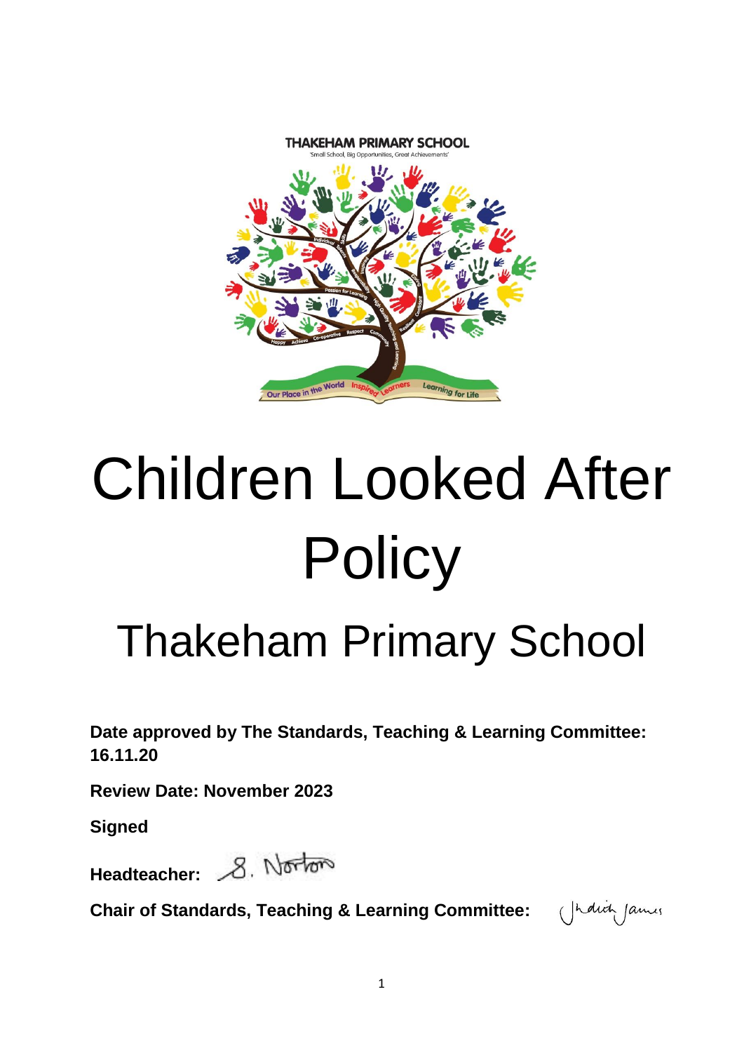THAKEHAM PRIMARY SCHOOL

'Small School, Big Opportunities, Great Achievements'

# Children Looked After Policy

## Thakeham Primary School

**Date approved by The Standards, Teaching & Learning Committee: 16.11.20**

**Review Date: November 2023**

**Signed**

**Headteacher:** S. Norton

**Chair of Standards, Teaching & Learning Committee:** Judith James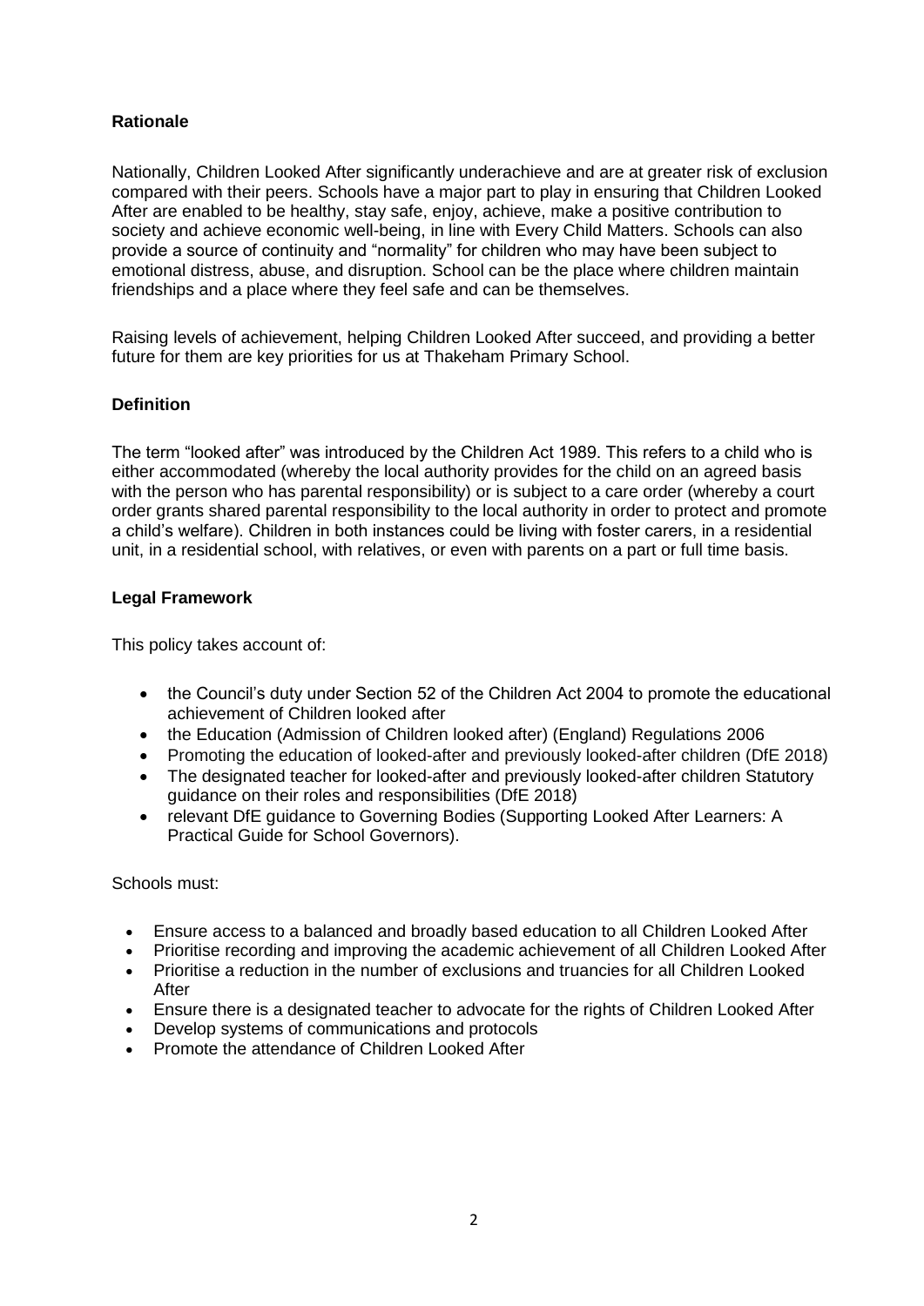**Rationale**

Nationally, Children Looked After significantly underachieve and are at greater risk of exclusion compared with their peers. Schools have a major part to play in ensuring that Children Looked After are enabled to be healthy, stay safe, enjoy, achieve, make a positive contribution to society and achieve economic well-being, in line with Every Child Matters. Schools can also provide a source of continuity and "normality" for children who may have been subject to emotional distress, abuse, and disruption. School can be the place where children maintain friendships and a place where they feel safe and can be themselves.

Raising levels of achievement, helping Children Looked After succeed, and providing a better future for them are key priorities for us at Thakeham Primary School.

**Definition**

The term "looked after" was introduced by the Children Act 1989. This refers to a child who is either accommodated (whereby the local authority provides for the child on an agreed basis with the person who has parental responsibility) or is subject to a care order (whereby a court order grants shared parental responsibility to the local authority in order to protect and promote a child's welfare). Children in both instances could be living with foster carers, in a residential unit, in a residential school, with relatives, or even with parents on a part or full time basis.

**Legal Framework**

This policy takes account of:

- the Council's duty under Section 52 of the Children Act 2004 to promote the educational achievement of Children looked after
- the Education (Admission of Children looked after) (England) Regulations 2006
- Promoting the education of looked-after and previously looked-after children (DfE 2018)
- The designated teacher for looked-after and previously looked-after children Statutory guidance on their roles and responsibilities (DfE 2018)
- relevant DfE guidance to Governing Bodies (Supporting Looked After Learners: A Practical Guide for School Governors).

Schools must:

- Ensure access to a balanced and broadly based education to all Children Looked After
- Prioritise recording and improving the academic achievement of all Children Looked After
- Prioritise a reduction in the number of exclusions and truancies for all Children Looked After
- Ensure there is a designated teacher to advocate for the rights of Children Looked After
- Develop systems of communications and protocols
- Promote the attendance of Children Looked After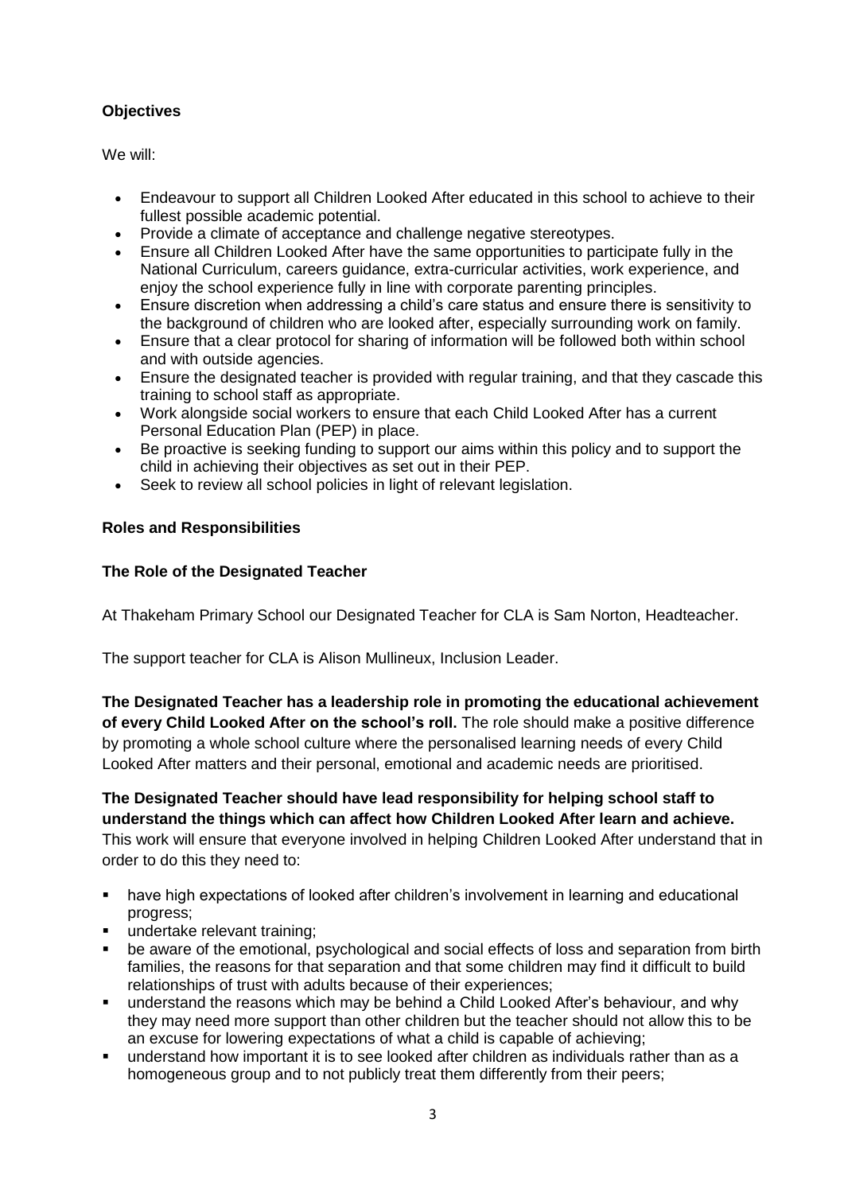**Objectives**

We will:

- Endeavour to support all Children Looked After educated in this school to achieve to their fullest possible academic potential.
- Provide a climate of acceptance and challenge negative stereotypes.
- Ensure all Children Looked After have the same opportunities to participate fully in the National Curriculum, careers guidance, extra-curricular activities, work experience, and enjoy the school experience fully in line with corporate parenting principles.
- Ensure discretion when addressing a child's care status and ensure there is sensitivity to the background of children who are looked after, especially surrounding work on family.
- Ensure that a clear protocol for sharing of information will be followed both within school and with outside agencies.
- Ensure the designated teacher is provided with regular training, and that they cascade this training to school staff as appropriate.
- Work alongside social workers to ensure that each Child Looked After has a current Personal Education Plan (PEP) in place.
- Be proactive is seeking funding to support our aims within this policy and to support the child in achieving their objectives as set out in their PEP.
- Seek to review all school policies in light of relevant legislation.

**Roles and Responsibilities**

**The Role of the Designated Teacher**

At Thakeham Primary School our Designated Teacher for CLA is Sam Norton, Headteacher.

The support teacher for CLA is Alison Mullineux, Inclusion Leader.

**The Designated Teacher has a leadership role in promoting the educational achievement of every Child Looked After on the school's roll.** The role should make a positive difference by promoting a whole school culture where the personalised learning needs of every Child Looked After matters and their personal, emotional and academic needs are prioritised.

**The Designated Teacher should have lead responsibility for helping school staff to understand the things which can affect how Children Looked After learn and achieve.** This work will ensure that everyone involved in helping Children Looked After understand that in order to do this they need to:

- have high expectations of looked after children's involvement in learning and educational progress;
- undertake relevant training;
- be aware of the emotional, psychological and social effects of loss and separation from birth families, the reasons for that separation and that some children may find it difficult to build relationships of trust with adults because of their experiences;
- understand the reasons which may be behind a Child Looked After's behaviour, and why they may need more support than other children but the teacher should not allow this to be an excuse for lowering expectations of what a child is capable of achieving;
- understand how important it is to see looked after children as individuals rather than as a homogeneous group and to not publicly treat them differently from their peers;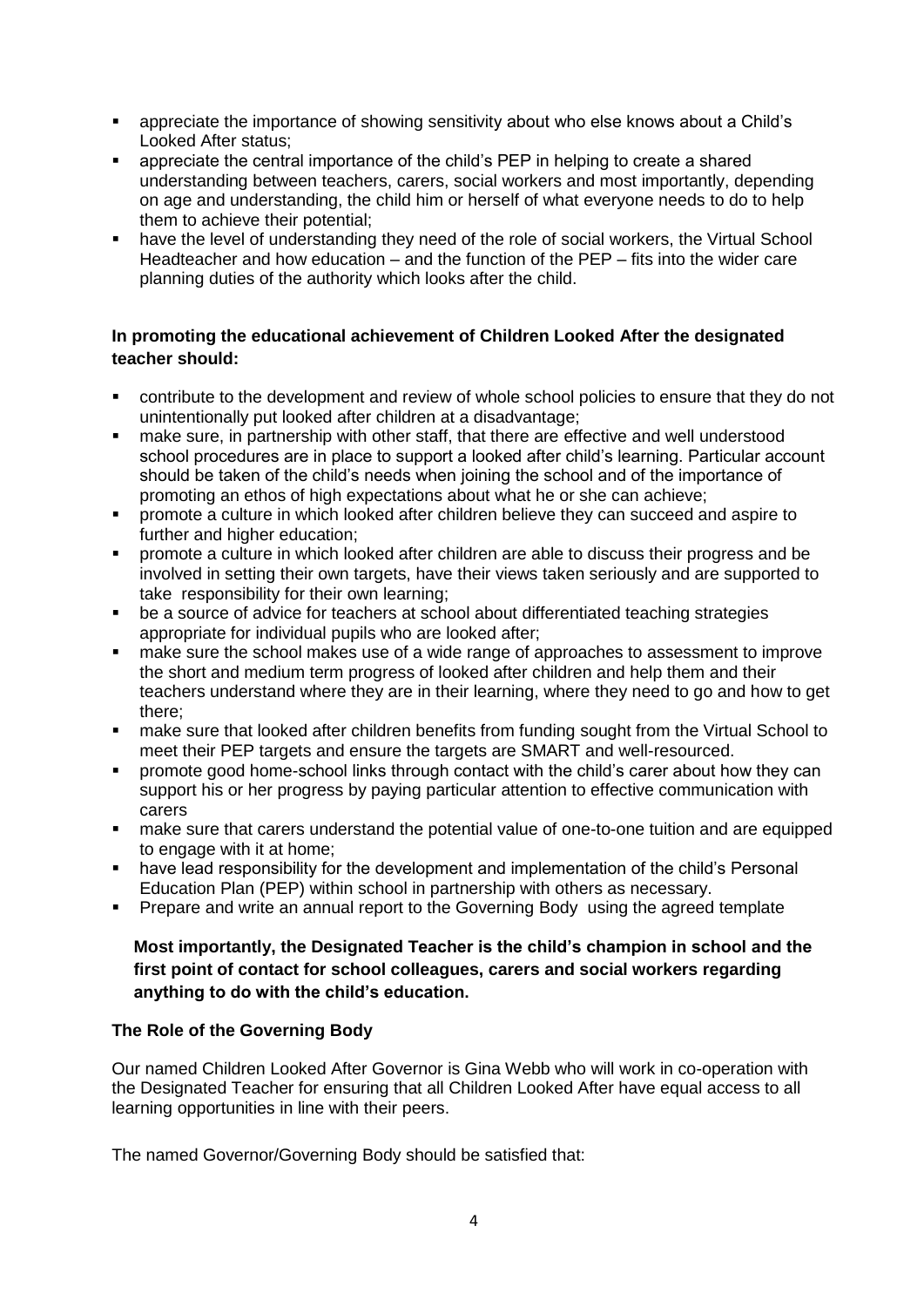- appreciate the importance of showing sensitivity about who else knows about a Child's Looked After status;
- appreciate the central importance of the child's PEP in helping to create a shared understanding between teachers, carers, social workers and most importantly, depending on age and understanding, the child him or herself of what everyone needs to do to help them to achieve their potential;
- have the level of understanding they need of the role of social workers, the Virtual School Headteacher and how education – and the function of the PEP – fits into the wider care planning duties of the authority which looks after the child.

**In promoting the educational achievement of Children Looked After the designated teacher should:**

- contribute to the development and review of whole school policies to ensure that they do not unintentionally put looked after children at a disadvantage;
- make sure, in partnership with other staff, that there are effective and well understood school procedures are in place to support a looked after child's learning. Particular account should be taken of the child's needs when joining the school and of the importance of promoting an ethos of high expectations about what he or she can achieve;
- promote a culture in which looked after children believe they can succeed and aspire to further and higher education;
- promote a culture in which looked after children are able to discuss their progress and be involved in setting their own targets, have their views taken seriously and are supported to take responsibility for their own learning;
- be a source of advice for teachers at school about differentiated teaching strategies appropriate for individual pupils who are looked after;
- make sure the school makes use of a wide range of approaches to assessment to improve the short and medium term progress of looked after children and help them and their teachers understand where they are in their learning, where they need to go and how to get there;
- make sure that looked after children benefits from funding sought from the Virtual School to meet their PEP targets and ensure the targets are SMART and well-resourced.
- promote good home-school links through contact with the child's carer about how they can support his or her progress by paying particular attention to effective communication with carers
- make sure that carers understand the potential value of one-to-one tuition and are equipped to engage with it at home;
- have lead responsibility for the development and implementation of the child's Personal Education Plan (PEP) within school in partnership with others as necessary.
- Prepare and write an annual report to the Governing Body using the agreed template

**Most importantly, the Designated Teacher is the child's champion in school and the first point of contact for school colleagues, carers and social workers regarding anything to do with the child's education.**

**The Role of the Governing Body**

Our named Children Looked After Governor is Gina Webb who will work in co-operation with the Designated Teacher for ensuring that all Children Looked After have equal access to all learning opportunities in line with their peers.

The named Governor/Governing Body should be satisfied that: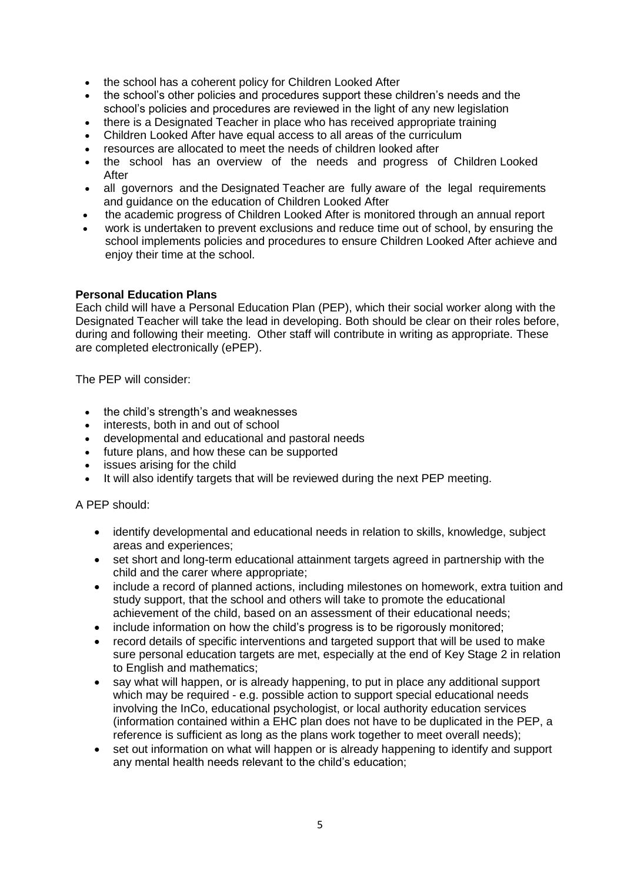- the school has a coherent policy for Children Looked After
- the school's other policies and procedures support these children's needs and the school's policies and procedures are reviewed in the light of any new legislation
- there is a Designated Teacher in place who has received appropriate training
- Children Looked After have equal access to all areas of the curriculum
- resources are allocated to meet the needs of children looked after
- the school has an overview of the needs and progress of Children Looked After
- all governors and the Designated Teacher are fully aware of the legal requirements and guidance on the education of Children Looked After
- the academic progress of Children Looked After is monitored through an annual report
- work is undertaken to prevent exclusions and reduce time out of school, by ensuring the school implements policies and procedures to ensure Children Looked After achieve and enjoy their time at the school.

**Personal Education Plans**

Each child will have a Personal Education Plan (PEP), which their social worker along with the Designated Teacher will take the lead in developing. Both should be clear on their roles before, during and following their meeting. Other staff will contribute in writing as appropriate. These are completed electronically (ePEP).

The PEP will consider:

- the child's strength's and weaknesses
- interests, both in and out of school
- developmental and educational and pastoral needs
- future plans, and how these can be supported
- issues arising for the child
- It will also identify targets that will be reviewed during the next PEP meeting.

A PEP should:

- identify developmental and educational needs in relation to skills, knowledge, subject areas and experiences;
- set short and long-term educational attainment targets agreed in partnership with the child and the carer where appropriate;
- include a record of planned actions, including milestones on homework, extra tuition and study support, that the school and others will take to promote the educational achievement of the child, based on an assessment of their educational needs;
- include information on how the child's progress is to be rigorously monitored;
- record details of specific interventions and targeted support that will be used to make sure personal education targets are met, especially at the end of Key Stage 2 in relation to English and mathematics;
- say what will happen, or is already happening, to put in place any additional support which may be required - e.g. possible action to support special educational needs involving the InCo, educational psychologist, or local authority education services (information contained within a EHC plan does not have to be duplicated in the PEP, a reference is sufficient as long as the plans work together to meet overall needs);
- set out information on what will happen or is already happening to identify and support any mental health needs relevant to the child's education;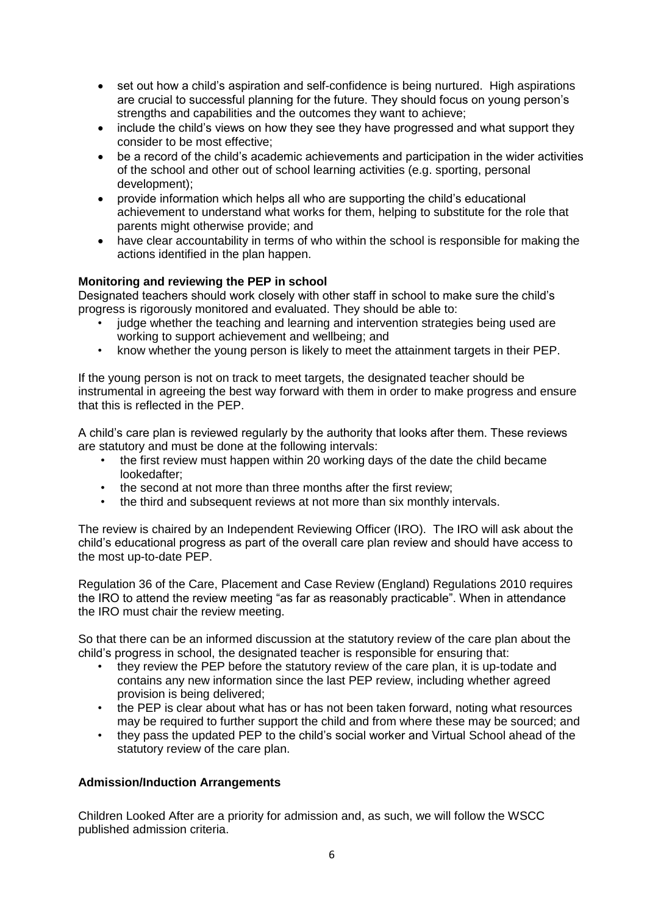- set out how a child's aspiration and self-confidence is being nurtured. High aspirations are crucial to successful planning for the future. They should focus on young person's strengths and capabilities and the outcomes they want to achieve;
- include the child's views on how they see they have progressed and what support they consider to be most effective;
- be a record of the child's academic achievements and participation in the wider activities of the school and other out of school learning activities (e.g. sporting, personal development);
- provide information which helps all who are supporting the child's educational achievement to understand what works for them, helping to substitute for the role that parents might otherwise provide; and
- have clear accountability in terms of who within the school is responsible for making the actions identified in the plan happen.

**Monitoring and reviewing the PEP in school**

Designated teachers should work closely with other staff in school to make sure the child's progress is rigorously monitored and evaluated. They should be able to:

- judge whether the teaching and learning and intervention strategies being used are working to support achievement and wellbeing; and
- know whether the young person is likely to meet the attainment targets in their PEP.

If the young person is not on track to meet targets, the designated teacher should be instrumental in agreeing the best way forward with them in order to make progress and ensure that this is reflected in the PEP.

A child's care plan is reviewed regularly by the authority that looks after them. These reviews are statutory and must be done at the following intervals:

- the first review must happen within 20 working days of the date the child became lookedafter;
- the second at not more than three months after the first review;
- the third and subsequent reviews at not more than six monthly intervals.

The review is chaired by an Independent Reviewing Officer (IRO). The IRO will ask about the child's educational progress as part of the overall care plan review and should have access to the most up-to-date PEP.

Regulation 36 of the Care, Placement and Case Review (England) Regulations 2010 requires the IRO to attend the review meeting "as far as reasonably practicable". When in attendance the IRO must chair the review meeting.

So that there can be an informed discussion at the statutory review of the care plan about the child's progress in school, the designated teacher is responsible for ensuring that:

- they review the PEP before the statutory review of the care plan, it is up-todate and contains any new information since the last PEP review, including whether agreed provision is being delivered;
- the PEP is clear about what has or has not been taken forward, noting what resources may be required to further support the child and from where these may be sourced; and
- they pass the updated PEP to the child's social worker and Virtual School ahead of the statutory review of the care plan.

**Admission/Induction Arrangements**

Children Looked After are a priority for admission and, as such, we will follow the WSCC published admission criteria.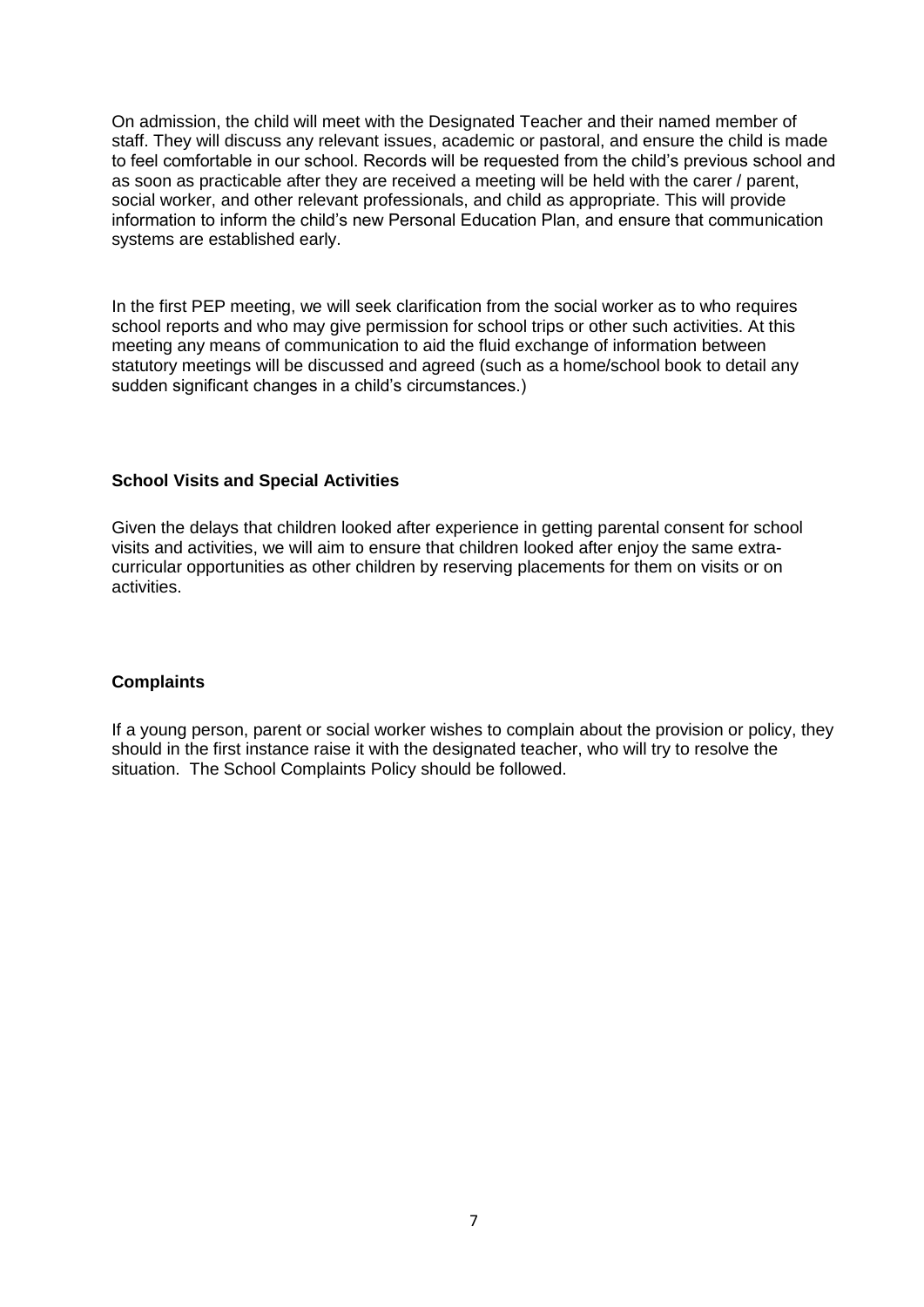On admission, the child will meet with the Designated Teacher and their named member of staff. They will discuss any relevant issues, academic or pastoral, and ensure the child is made to feel comfortable in our school. Records will be requested from the child's previous school and as soon as practicable after they are received a meeting will be held with the carer / parent, social worker, and other relevant professionals, and child as appropriate. This will provide information to inform the child's new Personal Education Plan, and ensure that communication systems are established early.

In the first PEP meeting, we will seek clarification from the social worker as to who requires school reports and who may give permission for school trips or other such activities. At this meeting any means of communication to aid the fluid exchange of information between statutory meetings will be discussed and agreed (such as a home/school book to detail any sudden significant changes in a child's circumstances.)

**School Visits and Special Activities**

Given the delays that children looked after experience in getting parental consent for school visits and activities, we will aim to ensure that children looked after enjoy the same extra-curricular opportunities as other children by reserving placements for them on visits or on activities.

**Complaints**

If a young person, parent or social worker wishes to complain about the provision or policy, they should in the first instance raise it with the designated teacher, who will try to resolve the situation. The School Complaints Policy should be followed.